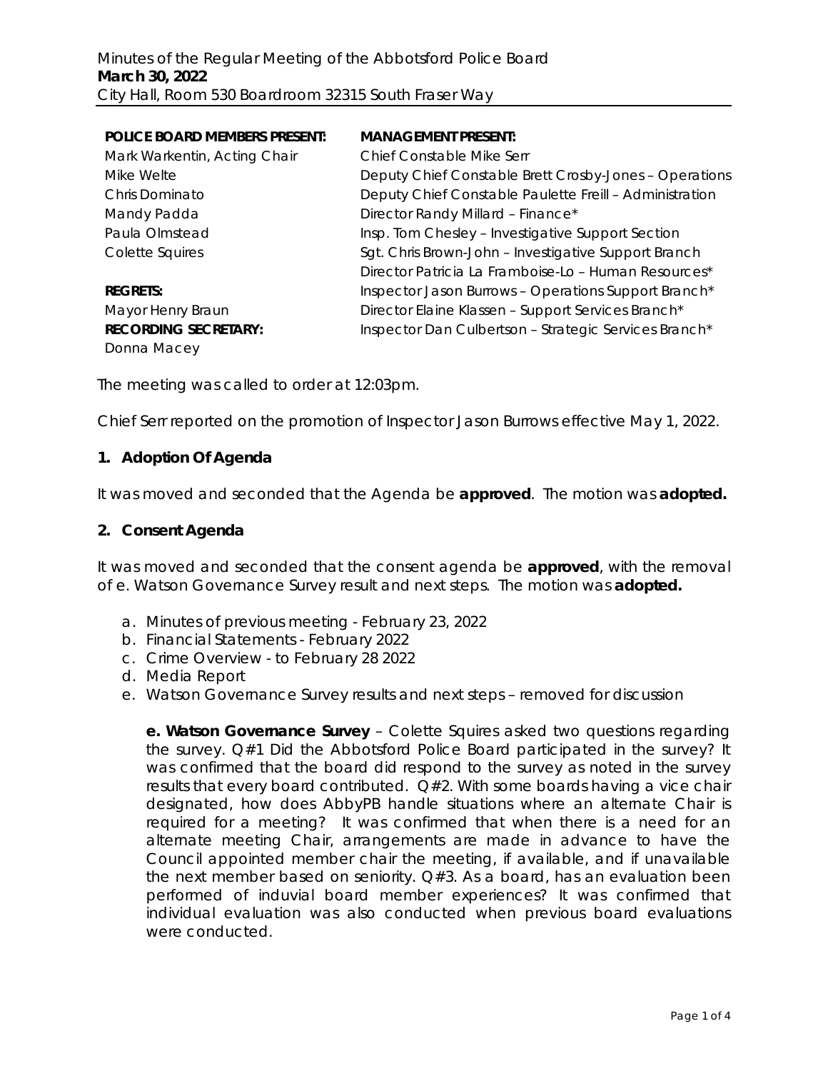Minutes of the Regular Meeting of the Abbotsford Police Board
**March 30, 2022**
City Hall, Room 530 Boardroom 32315 South Fraser Way

| **POLICE BOARD MEMBERS PRESENT:** | **MANAGEMENT PRESENT:** |
|---|---|
| Mark Warkentin, Acting Chair | Chief Constable Mike Serr |
| Mike Welte | Deputy Chief Constable Brett Crosby-Jones – Operations |
| Chris Dominato | Deputy Chief Constable Paulette Freill – Administration |
| Mandy Padda | Director Randy Millard – Finance* |
| Paula Olmstead | Insp. Tom Chesley – Investigative Support Section |
| Colette Squires | Sgt. Chris Brown-John – Investigative Support Branch |
| | Director Patricia La Framboise-Lo – Human Resources* |
| **REGRETS:** | Inspector Jason Burrows – Operations Support Branch* |
| Mayor Henry Braun | Director Elaine Klassen – Support Services Branch* |
| **RECORDING SECRETARY:** | Inspector Dan Culbertson – Strategic Services Branch* |
| Donna Macey | |

The meeting was called to order at 12:03pm.

Chief Serr reported on the promotion of Inspector Jason Burrows effective May 1, 2022.

## 1. Adoption Of Agenda

It was moved and seconded that the Agenda be **approved**. The motion was **adopted.**

## 2. Consent Agenda

It was moved and seconded that the consent agenda be **approved**, with the removal of e. Watson Governance Survey result and next steps. The motion was **adopted.**

a. Minutes of previous meeting - February 23, 2022
b. Financial Statements - February 2022
c. Crime Overview - to February 28 2022
d. Media Report
e. Watson Governance Survey results and next steps – removed for discussion

**e. Watson Governance Survey** – Colette Squires asked two questions regarding the survey. Q#1 Did the Abbotsford Police Board participated in the survey? It was confirmed that the board did respond to the survey as noted in the survey results that every board contributed. Q#2. With some boards having a vice chair designated, how does AbbyPB handle situations where an alternate Chair is required for a meeting? It was confirmed that when there is a need for an alternate meeting Chair, arrangements are made in advance to have the Council appointed member chair the meeting, if available, and if unavailable the next member based on seniority. Q#3. As a board, has an evaluation been performed of induvial board member experiences? It was confirmed that individual evaluation was also conducted when previous board evaluations were conducted.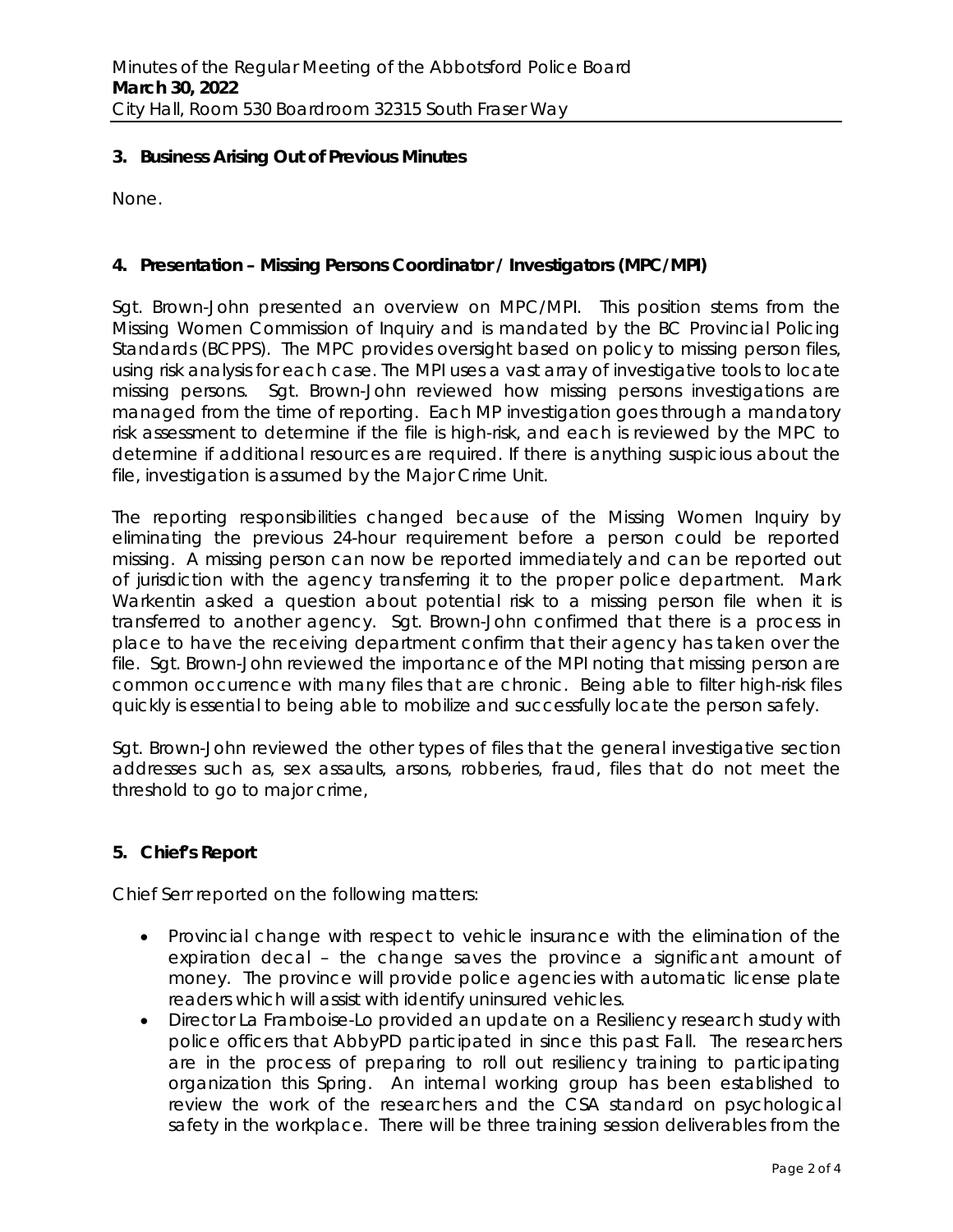### 3. Business Arising Out of Previous Minutes

None.

### 4. Presentation – Missing Persons Coordinator / Investigators (MPC/MPI)

Sgt. Brown-John presented an overview on MPC/MPI. This position stems from the Missing Women Commission of Inquiry and is mandated by the BC Provincial Policing Standards (BCPPS). The MPC provides oversight based on policy to missing person files, using risk analysis for each case. The MPI uses a vast array of investigative tools to locate missing persons. Sgt. Brown-John reviewed how missing persons investigations are managed from the time of reporting. Each MP investigation goes through a mandatory risk assessment to determine if the file is high-risk, and each is reviewed by the MPC to determine if additional resources are required. If there is anything suspicious about the file, investigation is assumed by the Major Crime Unit.

The reporting responsibilities changed because of the Missing Women Inquiry by eliminating the previous 24-hour requirement before a person could be reported missing. A missing person can now be reported immediately and can be reported out of jurisdiction with the agency transferring it to the proper police department. Mark Warkentin asked a question about potential risk to a missing person file when it is transferred to another agency. Sgt. Brown-John confirmed that there is a process in place to have the receiving department confirm that their agency has taken over the file. Sgt. Brown-John reviewed the importance of the MPI noting that missing person are common occurrence with many files that are chronic. Being able to filter high-risk files quickly is essential to being able to mobilize and successfully locate the person safely.

Sgt. Brown-John reviewed the other types of files that the general investigative section addresses such as, sex assaults, arsons, robberies, fraud, files that do not meet the threshold to go to major crime,

### 5. Chief's Report

Chief Serr reported on the following matters:

- Provincial change with respect to vehicle insurance with the elimination of the expiration decal – the change saves the province a significant amount of money. The province will provide police agencies with automatic license plate readers which will assist with identify uninsured vehicles.
- Director La Framboise-Lo provided an update on a Resiliency research study with police officers that AbbyPD participated in since this past Fall. The researchers are in the process of preparing to roll out resiliency training to participating organization this Spring. An internal working group has been established to review the work of the researchers and the CSA standard on psychological safety in the workplace. There will be three training session deliverables from the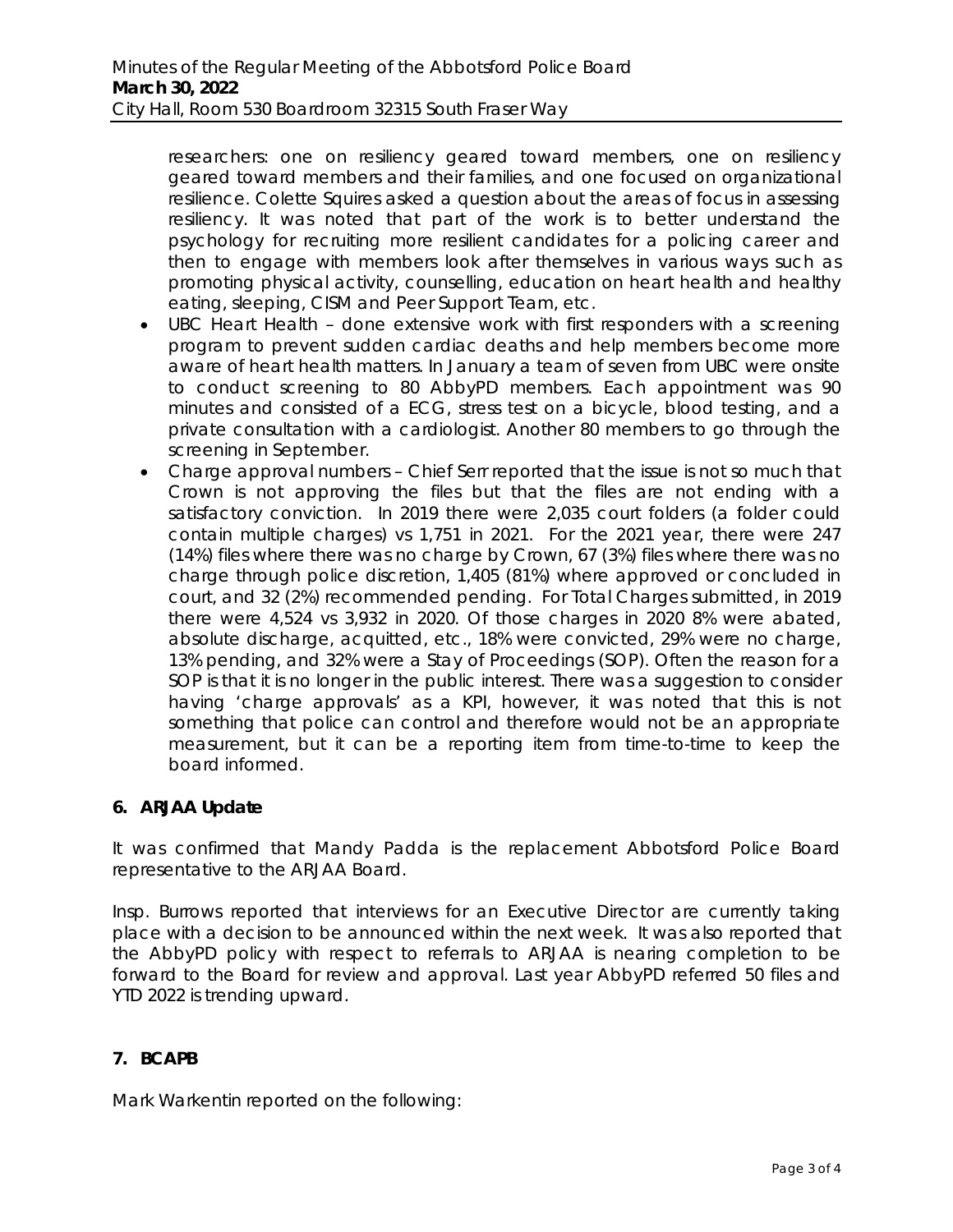researchers: one on resiliency geared toward members, one on resiliency geared toward members and their families, and one focused on organizational resilience. Colette Squires asked a question about the areas of focus in assessing resiliency. It was noted that part of the work is to better understand the psychology for recruiting more resilient candidates for a policing career and then to engage with members look after themselves in various ways such as promoting physical activity, counselling, education on heart health and healthy eating, sleeping, CISM and Peer Support Team, etc.

- UBC Heart Health – done extensive work with first responders with a screening program to prevent sudden cardiac deaths and help members become more aware of heart health matters. In January a team of seven from UBC were onsite to conduct screening to 80 AbbyPD members. Each appointment was 90 minutes and consisted of a ECG, stress test on a bicycle, blood testing, and a private consultation with a cardiologist. Another 80 members to go through the screening in September.
- Charge approval numbers – Chief Serr reported that the issue is not so much that Crown is not approving the files but that the files are not ending with a satisfactory conviction. In 2019 there were 2,035 court folders (a folder could contain multiple charges) vs 1,751 in 2021. For the 2021 year, there were 247 (14%) files where there was no charge by Crown, 67 (3%) files where there was no charge through police discretion, 1,405 (81%) where approved or concluded in court, and 32 (2%) recommended pending. For Total Charges submitted, in 2019 there were 4,524 vs 3,932 in 2020. Of those charges in 2020 8% were abated, absolute discharge, acquitted, etc., 18% were convicted, 29% were no charge, 13% pending, and 32% were a Stay of Proceedings (SOP). Often the reason for a SOP is that it is no longer in the public interest. There was a suggestion to consider having 'charge approvals' as a KPI, however, it was noted that this is not something that police can control and therefore would not be an appropriate measurement, but it can be a reporting item from time-to-time to keep the board informed.

## 6. ARJAA Update

It was confirmed that Mandy Padda is the replacement Abbotsford Police Board representative to the ARJAA Board.

Insp. Burrows reported that interviews for an Executive Director are currently taking place with a decision to be announced within the next week. It was also reported that the AbbyPD policy with respect to referrals to ARJAA is nearing completion to be forward to the Board for review and approval. Last year AbbyPD referred 50 files and YTD 2022 is trending upward.

## 7. BCAPB

Mark Warkentin reported on the following: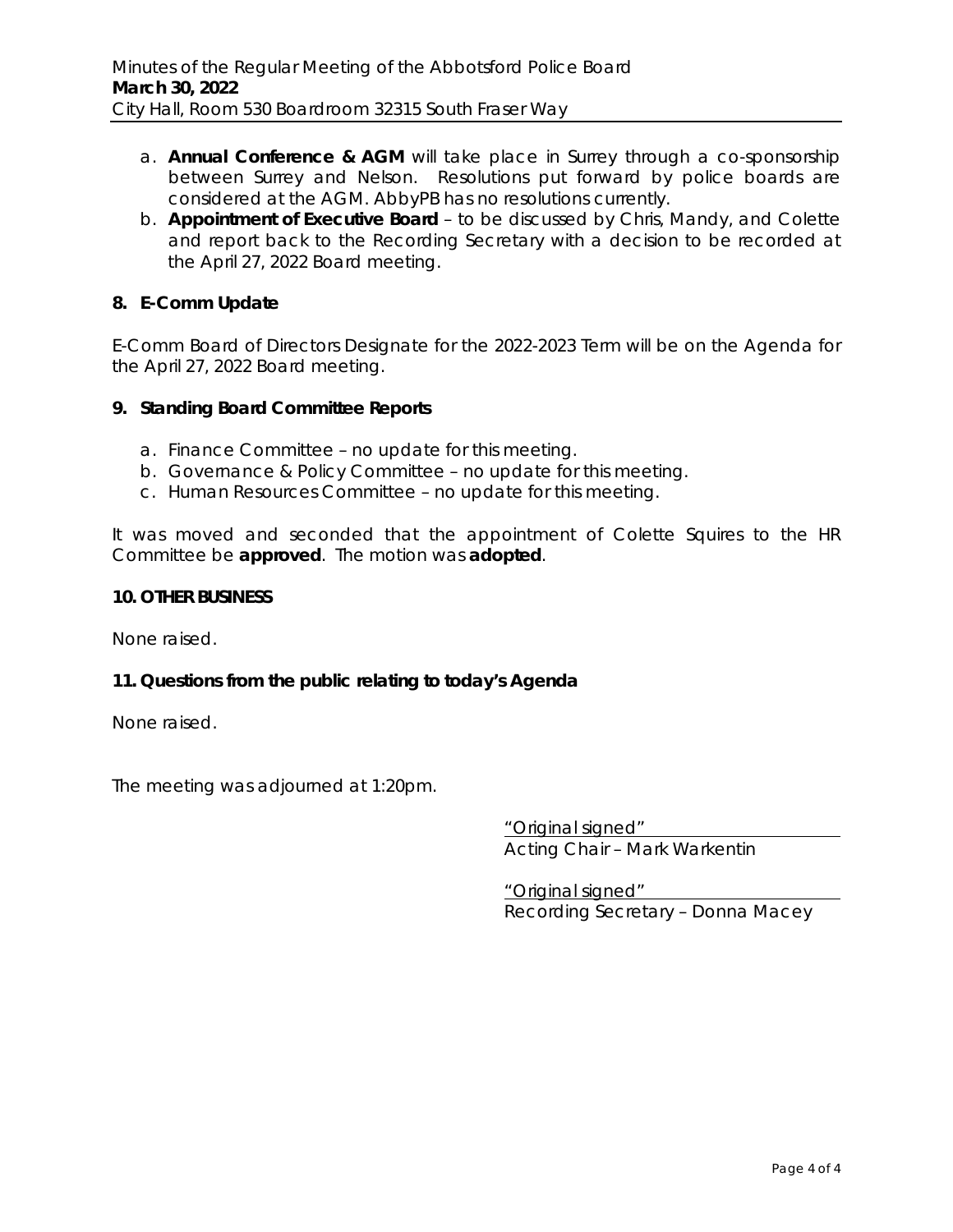a. **Annual Conference & AGM** will take place in Surrey through a co-sponsorship between Surrey and Nelson. Resolutions put forward by police boards are considered at the AGM. AbbyPB has no resolutions currently.
b. **Appointment of Executive Board** – to be discussed by Chris, Mandy, and Colette and report back to the Recording Secretary with a decision to be recorded at the April 27, 2022 Board meeting.

## 8. E-Comm Update

E-Comm Board of Directors Designate for the 2022-2023 Term will be on the Agenda for the April 27, 2022 Board meeting.

## 9. Standing Board Committee Reports

a. Finance Committee – no update for this meeting.
b. Governance & Policy Committee – no update for this meeting.
c. Human Resources Committee – no update for this meeting.

It was moved and seconded that the appointment of Colette Squires to the HR Committee be **approved**. The motion was **adopted**.

## 10. OTHER BUSINESS

None raised.

## 11. Questions from the public relating to today's Agenda

None raised.

The meeting was adjourned at 1:20pm.

"Original signed"
Acting Chair – Mark Warkentin

"Original signed"
Recording Secretary – Donna Macey